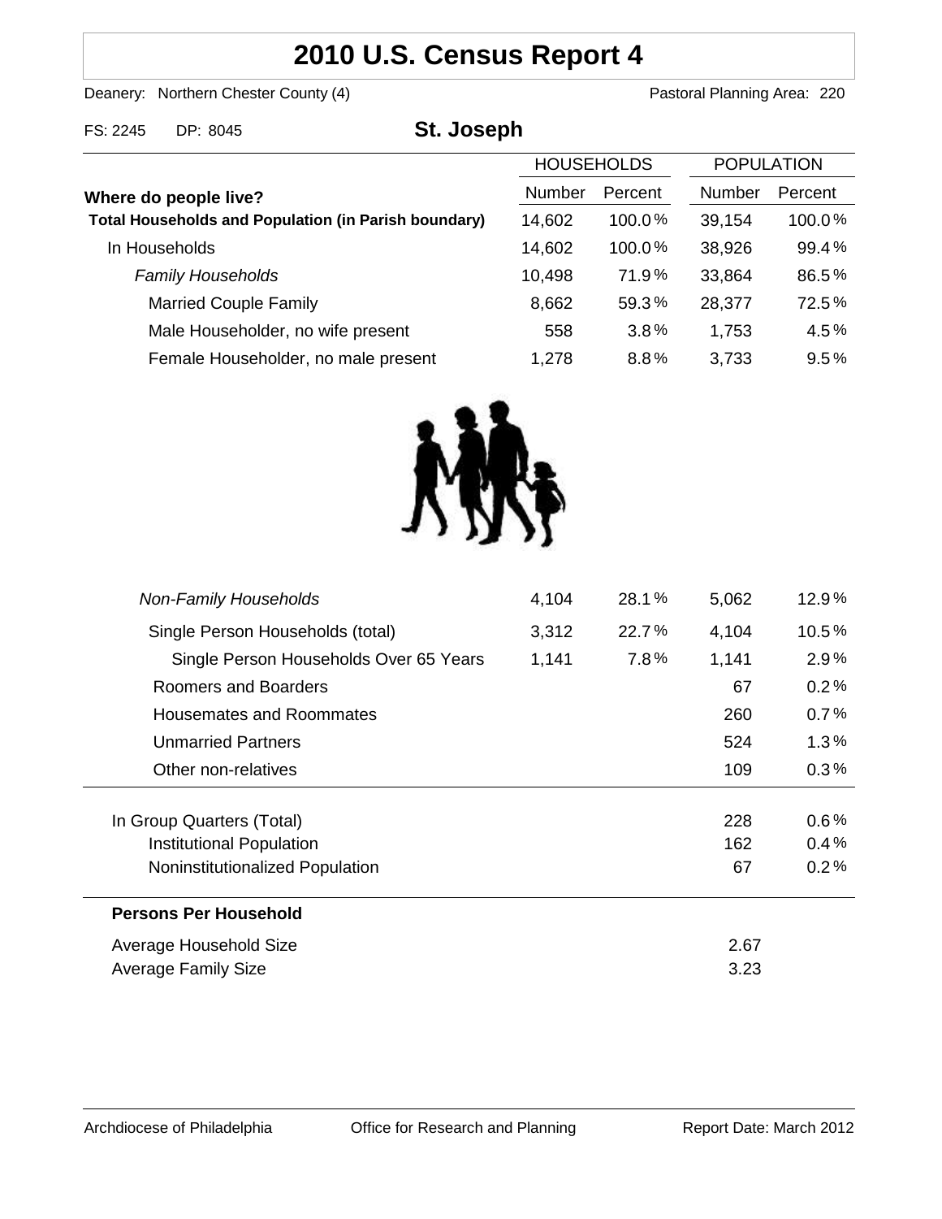# 2010 U.S. Census Report 4

Deanery: Northern Chester County (4)　　Pastoral Planning Area: 220

FS: 2245　DP: 8045

## St. Joseph

| Where do people live? | HOUSEHOLDS | | POPULATION | |
|---|---|---|---|---|
| | Number | Percent | Number | Percent |
| **Total Households and Population (in Parish boundary)** | 14,602 | 100.0% | 39,154 | 100.0% |
| In Households | 14,602 | 100.0% | 38,926 | 99.4% |
| *Family Households* | 10,498 | 71.9% | 33,864 | 86.5% |
| Married Couple Family | 8,662 | 59.3% | 28,377 | 72.5% |
| Male Householder, no wife present | 558 | 3.8% | 1,753 | 4.5% |
| Female Householder, no male present | 1,278 | 8.8% | 3,733 | 9.5% |
| *Non-Family Households* | 4,104 | 28.1% | 5,062 | 12.9% |
| Single Person Households (total) | 3,312 | 22.7% | 4,104 | 10.5% |
| Single Person Households Over 65 Years | 1,141 | 7.8% | 1,141 | 2.9% |
| Roomers and Boarders | | | 67 | 0.2% |
| Housemates and Roommates | | | 260 | 0.7% |
| Unmarried Partners | | | 524 | 1.3% |
| Other non-relatives | | | 109 | 0.3% |
| In Group Quarters (Total) | | | 228 | 0.6% |
| Institutional Population | | | 162 | 0.4% |
| Noninstitutionalized Population | | | 67 | 0.2% |

**Persons Per Household**

| | |
|---|---|
| Average Household Size | 2.67 |
| Average Family Size | 3.23 |

Archdiocese of Philadelphia　Office for Research and Planning　Report Date: March 2012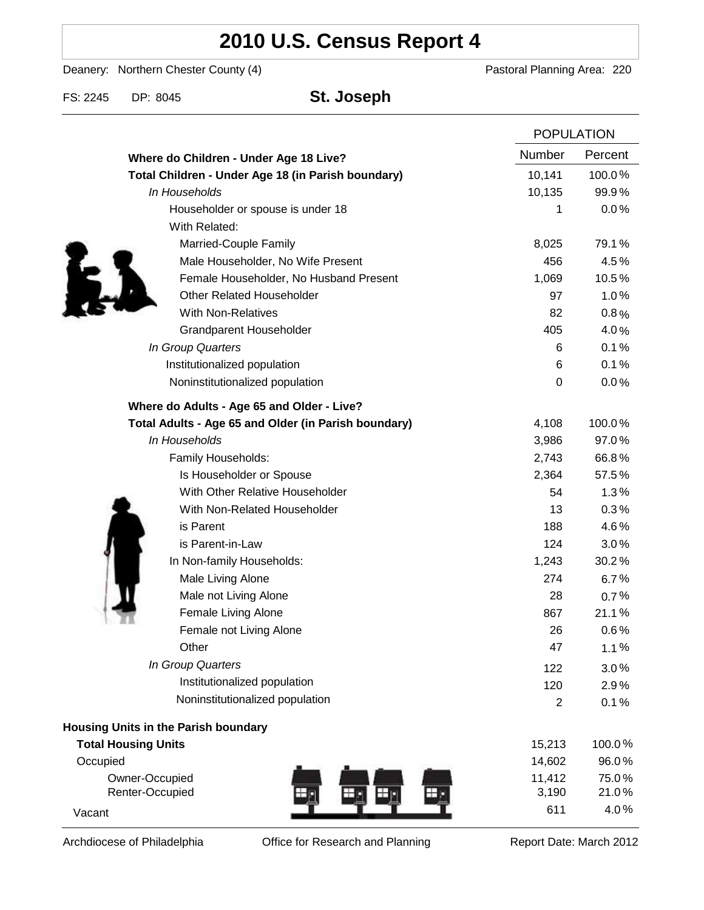# 2010 U.S. Census Report 4

Deanery: Northern Chester County (4) Pastoral Planning Area: 220

FS: 2245 DP: 8045 **St. Joseph**

| | POPULATION | |
|---|---|---|
| | Number | Percent |
| **Where do Children - Under Age 18 Live?** | | |
| **Total Children - Under Age 18 (in Parish boundary)** | 10,141 | 100.0% |
| *In Households* | 10,135 | 99.9% |
| Householder or spouse is under 18 | 1 | 0.0% |
| With Related: | | |
| Married-Couple Family | 8,025 | 79.1% |
| Male Householder, No Wife Present | 456 | 4.5% |
| Female Householder, No Husband Present | 1,069 | 10.5% |
| Other Related Householder | 97 | 1.0% |
| With Non-Relatives | 82 | 0.8% |
| Grandparent Householder | 405 | 4.0% |
| *In Group Quarters* | 6 | 0.1% |
| Institutionalized population | 6 | 0.1% |
| Noninstitutionalized population | 0 | 0.0% |
| **Where do Adults - Age 65 and Older - Live?** | | |
| **Total Adults - Age 65 and Older (in Parish boundary)** | 4,108 | 100.0% |
| *In Households* | 3,986 | 97.0% |
| Family Households: | 2,743 | 66.8% |
| Is Householder or Spouse | 2,364 | 57.5% |
| With Other Relative Householder | 54 | 1.3% |
| With Non-Related Householder | 13 | 0.3% |
| is Parent | 188 | 4.6% |
| is Parent-in-Law | 124 | 3.0% |
| In Non-family Households: | 1,243 | 30.2% |
| Male Living Alone | 274 | 6.7% |
| Male not Living Alone | 28 | 0.7% |
| Female Living Alone | 867 | 21.1% |
| Female not Living Alone | 26 | 0.6% |
| Other | 47 | 1.1% |
| *In Group Quarters* | 122 | 3.0% |
| Institutionalized population | 120 | 2.9% |
| Noninstitutionalized population | 2 | 0.1% |
| **Housing Units in the Parish boundary** | | |
| **Total Housing Units** | 15,213 | 100.0% |
| Occupied | 14,602 | 96.0% |
| Owner-Occupied | 11,412 | 75.0% |
| Renter-Occupied | 3,190 | 21.0% |
| Vacant | 611 | 4.0% |

Archdiocese of Philadelphia Office for Research and Planning Report Date: March 2012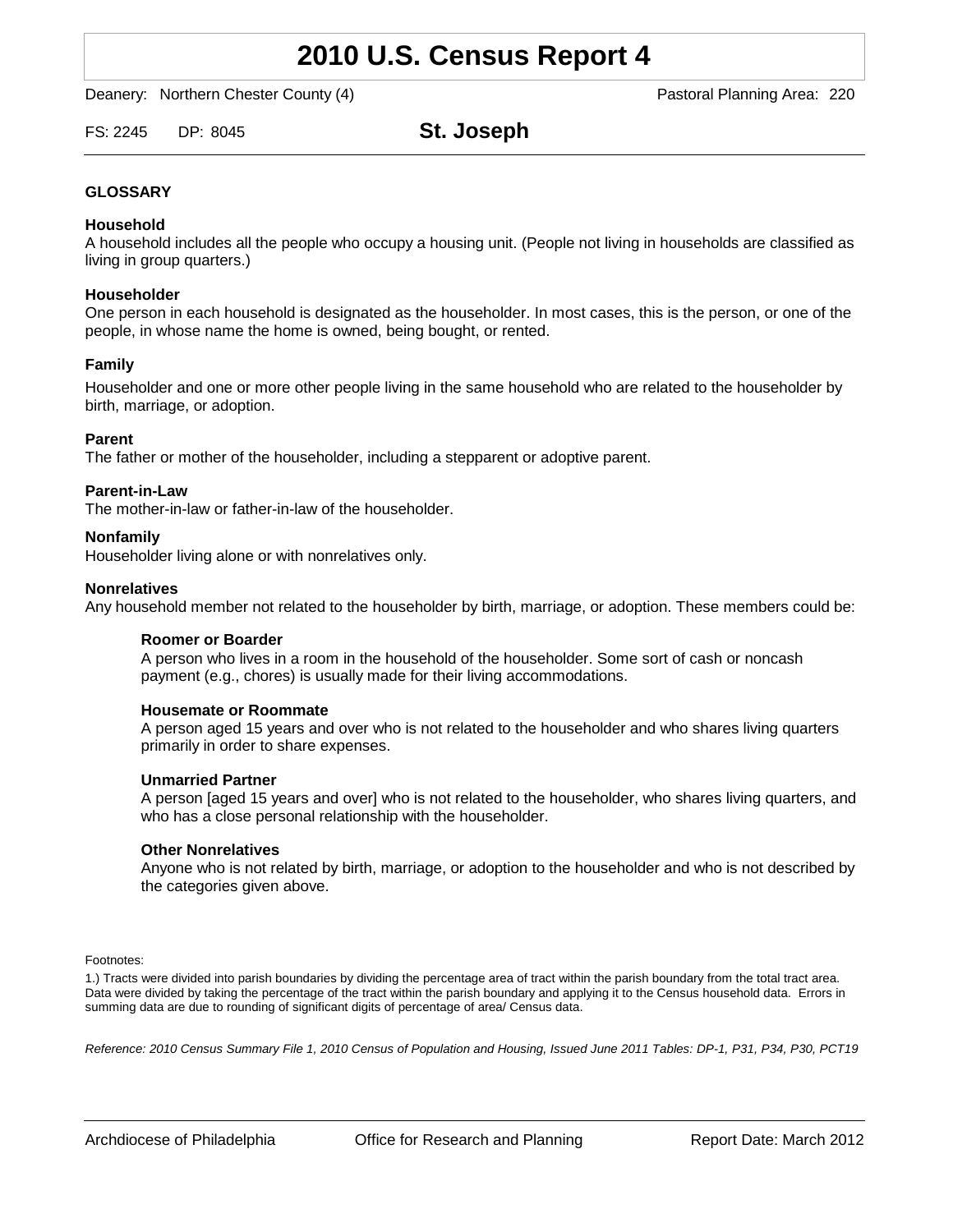# 2010 U.S. Census Report 4

Deanery: Northern Chester County (4) Pastoral Planning Area: 220

FS: 2245 DP: 8045

## St. Joseph

### GLOSSARY

**Household**
A household includes all the people who occupy a housing unit. (People not living in households are classified as living in group quarters.)

**Householder**
One person in each household is designated as the householder. In most cases, this is the person, or one of the people, in whose name the home is owned, being bought, or rented.

**Family**

Householder and one or more other people living in the same household who are related to the householder by birth, marriage, or adoption.

**Parent**
The father or mother of the householder, including a stepparent or adoptive parent.

**Parent-in-Law**
The mother-in-law or father-in-law of the householder.

**Nonfamily**
Householder living alone or with nonrelatives only.

**Nonrelatives**
Any household member not related to the householder by birth, marriage, or adoption. These members could be:

> **Roomer or Boarder**
> A person who lives in a room in the household of the householder. Some sort of cash or noncash payment (e.g., chores) is usually made for their living accommodations.
>
> **Housemate or Roommate**
> A person aged 15 years and over who is not related to the householder and who shares living quarters primarily in order to share expenses.
>
> **Unmarried Partner**
> A person [aged 15 years and over] who is not related to the householder, who shares living quarters, and who has a close personal relationship with the householder.
>
> **Other Nonrelatives**
> Anyone who is not related by birth, marriage, or adoption to the householder and who is not described by the categories given above.

Footnotes:

1.) Tracts were divided into parish boundaries by dividing the percentage area of tract within the parish boundary from the total tract area. Data were divided by taking the percentage of the tract within the parish boundary and applying it to the Census household data. Errors in summing data are due to rounding of significant digits of percentage of area/ Census data.

*Reference: 2010 Census Summary File 1, 2010 Census of Population and Housing, Issued June 2011 Tables: DP-1, P31, P34, P30, PCT19*

Archdiocese of Philadelphia Office for Research and Planning Report Date: March 2012